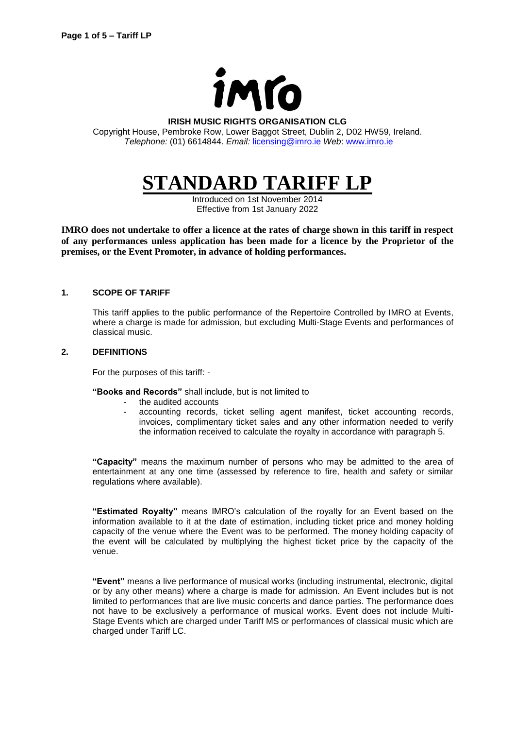imro

**IRISH MUSIC RIGHTS ORGANISATION CLG**

Copyright House, Pembroke Row, Lower Baggot Street, Dublin 2, D02 HW59, Ireland.
*Telephone:* (01) 6614844. *Email:* licensing@imro.ie *Web*: www.imro.ie

# STANDARD TARIFF LP

Introduced on 1st November 2014
Effective from 1st January 2022

**IMRO does not undertake to offer a licence at the rates of charge shown in this tariff in respect of any performances unless application has been made for a licence by the Proprietor of the premises, or the Event Promoter, in advance of holding performances.**

## 1. SCOPE OF TARIFF

This tariff applies to the public performance of the Repertoire Controlled by IMRO at Events, where a charge is made for admission, but excluding Multi-Stage Events and performances of classical music.

## 2. DEFINITIONS

For the purposes of this tariff: -

**"Books and Records"** shall include, but is not limited to

- the audited accounts
- accounting records, ticket selling agent manifest, ticket accounting records, invoices, complimentary ticket sales and any other information needed to verify the information received to calculate the royalty in accordance with paragraph 5.

**"Capacity"** means the maximum number of persons who may be admitted to the area of entertainment at any one time (assessed by reference to fire, health and safety or similar regulations where available).

**"Estimated Royalty"** means IMRO's calculation of the royalty for an Event based on the information available to it at the date of estimation, including ticket price and money holding capacity of the venue where the Event was to be performed. The money holding capacity of the event will be calculated by multiplying the highest ticket price by the capacity of the venue.

**"Event"** means a live performance of musical works (including instrumental, electronic, digital or by any other means) where a charge is made for admission. An Event includes but is not limited to performances that are live music concerts and dance parties. The performance does not have to be exclusively a performance of musical works. Event does not include Multi-Stage Events which are charged under Tariff MS or performances of classical music which are charged under Tariff LC.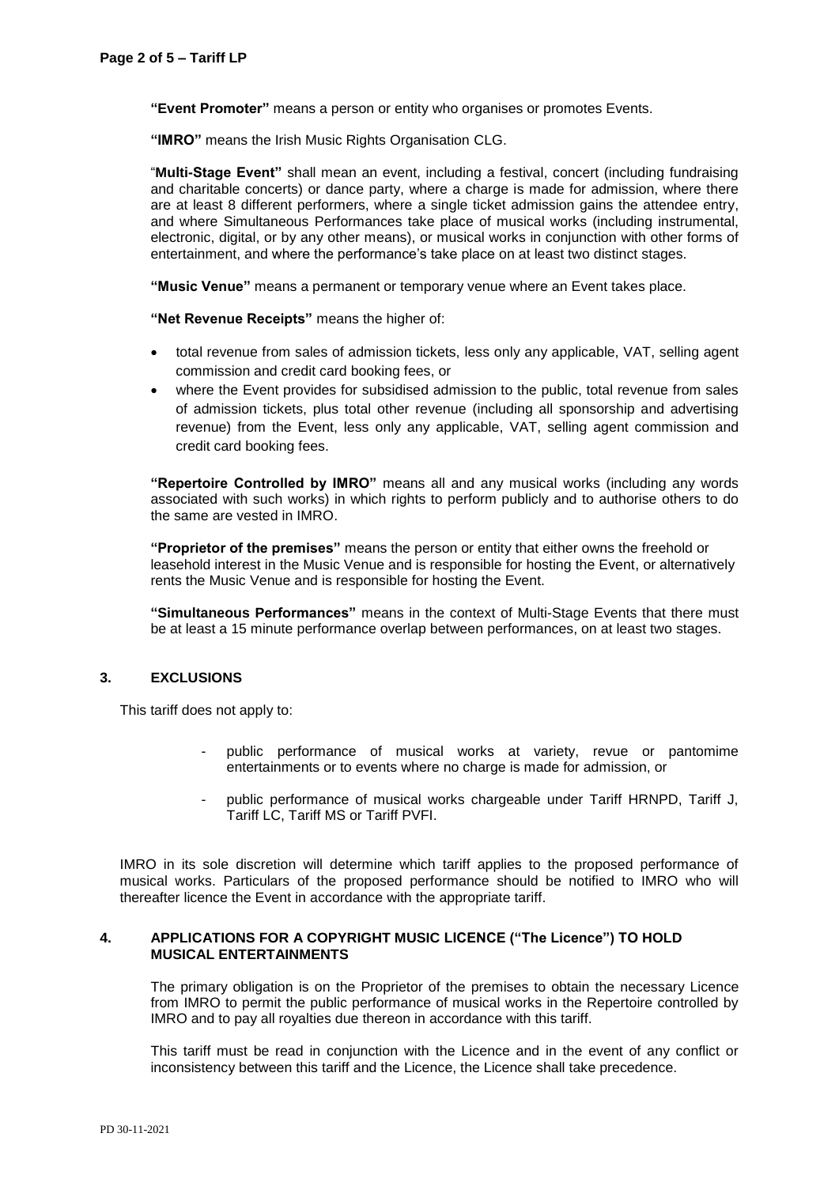**"Event Promoter"** means a person or entity who organises or promotes Events.

**"IMRO"** means the Irish Music Rights Organisation CLG.

"**Multi-Stage Event"** shall mean an event, including a festival, concert (including fundraising and charitable concerts) or dance party, where a charge is made for admission, where there are at least 8 different performers, where a single ticket admission gains the attendee entry, and where Simultaneous Performances take place of musical works (including instrumental, electronic, digital, or by any other means), or musical works in conjunction with other forms of entertainment, and where the performance's take place on at least two distinct stages.

**"Music Venue"** means a permanent or temporary venue where an Event takes place.

**"Net Revenue Receipts"** means the higher of:

- total revenue from sales of admission tickets, less only any applicable, VAT, selling agent commission and credit card booking fees, or
- where the Event provides for subsidised admission to the public, total revenue from sales of admission tickets, plus total other revenue (including all sponsorship and advertising revenue) from the Event, less only any applicable, VAT, selling agent commission and credit card booking fees.

**"Repertoire Controlled by IMRO"** means all and any musical works (including any words associated with such works) in which rights to perform publicly and to authorise others to do the same are vested in IMRO.

**"Proprietor of the premises"** means the person or entity that either owns the freehold or leasehold interest in the Music Venue and is responsible for hosting the Event, or alternatively rents the Music Venue and is responsible for hosting the Event.

**"Simultaneous Performances"** means in the context of Multi-Stage Events that there must be at least a 15 minute performance overlap between performances, on at least two stages.

## 3. EXCLUSIONS

This tariff does not apply to:

- public performance of musical works at variety, revue or pantomime entertainments or to events where no charge is made for admission, or
- public performance of musical works chargeable under Tariff HRNPD, Tariff J, Tariff LC, Tariff MS or Tariff PVFI.

IMRO in its sole discretion will determine which tariff applies to the proposed performance of musical works. Particulars of the proposed performance should be notified to IMRO who will thereafter licence the Event in accordance with the appropriate tariff.

## 4. APPLICATIONS FOR A COPYRIGHT MUSIC LICENCE ("The Licence") TO HOLD MUSICAL ENTERTAINMENTS

The primary obligation is on the Proprietor of the premises to obtain the necessary Licence from IMRO to permit the public performance of musical works in the Repertoire controlled by IMRO and to pay all royalties due thereon in accordance with this tariff.

This tariff must be read in conjunction with the Licence and in the event of any conflict or inconsistency between this tariff and the Licence, the Licence shall take precedence.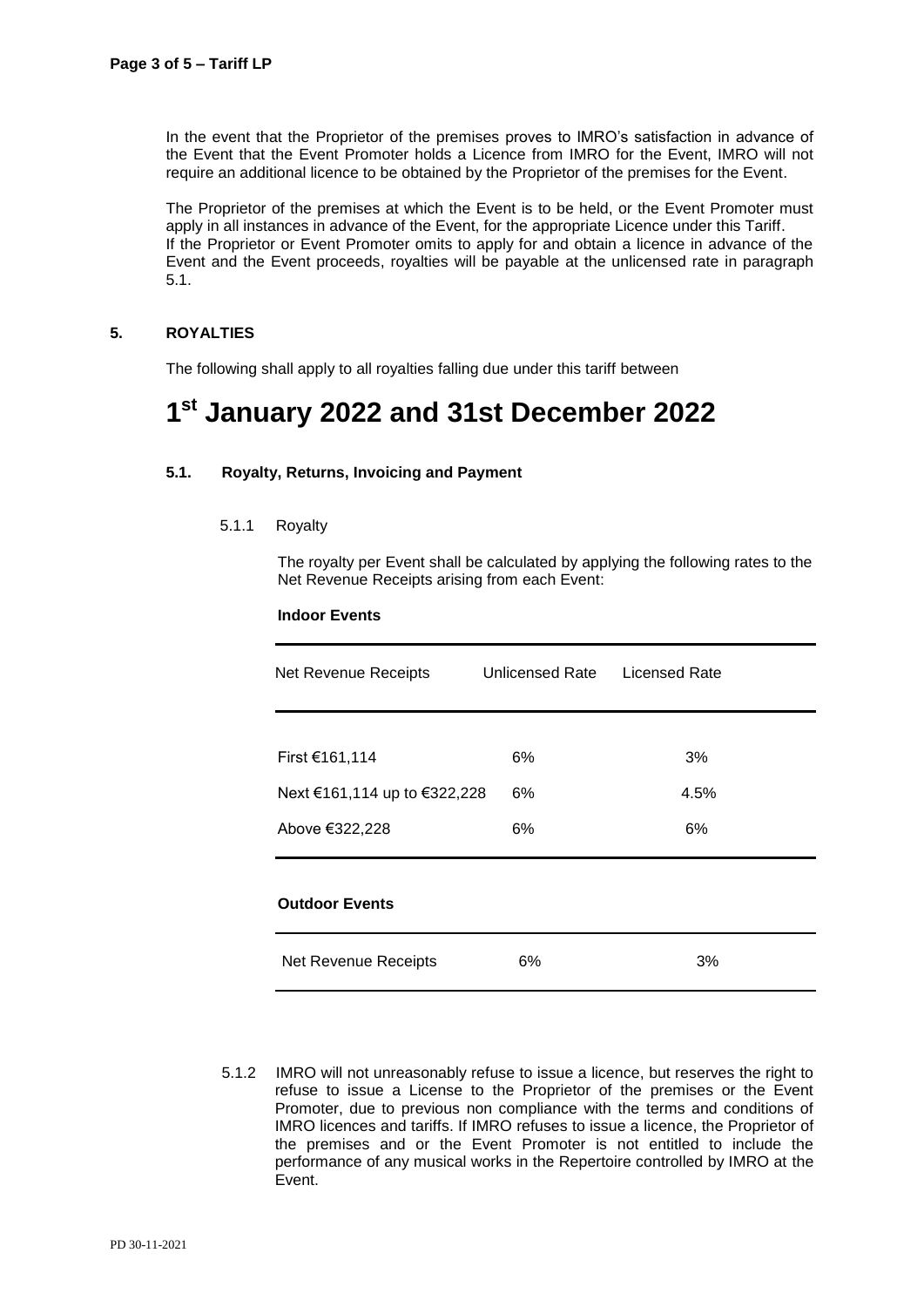In the event that the Proprietor of the premises proves to IMRO's satisfaction in advance of the Event that the Event Promoter holds a Licence from IMRO for the Event, IMRO will not require an additional licence to be obtained by the Proprietor of the premises for the Event.

The Proprietor of the premises at which the Event is to be held, or the Event Promoter must apply in all instances in advance of the Event, for the appropriate Licence under this Tariff.
If the Proprietor or Event Promoter omits to apply for and obtain a licence in advance of the Event and the Event proceeds, royalties will be payable at the unlicensed rate in paragraph 5.1.

## 5. ROYALTIES

The following shall apply to all royalties falling due under this tariff between

# 1st January 2022 and 31st December 2022

### 5.1. Royalty, Returns, Invoicing and Payment

5.1.1 Royalty

The royalty per Event shall be calculated by applying the following rates to the Net Revenue Receipts arising from each Event:

**Indoor Events**

| Net Revenue Receipts | Unlicensed Rate | Licensed Rate |
|---|---|---|
| First €161,114 | 6% | 3% |
| Next €161,114 up to €322,228 | 6% | 4.5% |
| Above €322,228 | 6% | 6% |

**Outdoor Events**

| | | |
|---|---|---|
| Net Revenue Receipts | 6% | 3% |

5.1.2 IMRO will not unreasonably refuse to issue a licence, but reserves the right to refuse to issue a License to the Proprietor of the premises or the Event Promoter, due to previous non compliance with the terms and conditions of IMRO licences and tariffs. If IMRO refuses to issue a licence, the Proprietor of the premises and or the Event Promoter is not entitled to include the performance of any musical works in the Repertoire controlled by IMRO at the Event.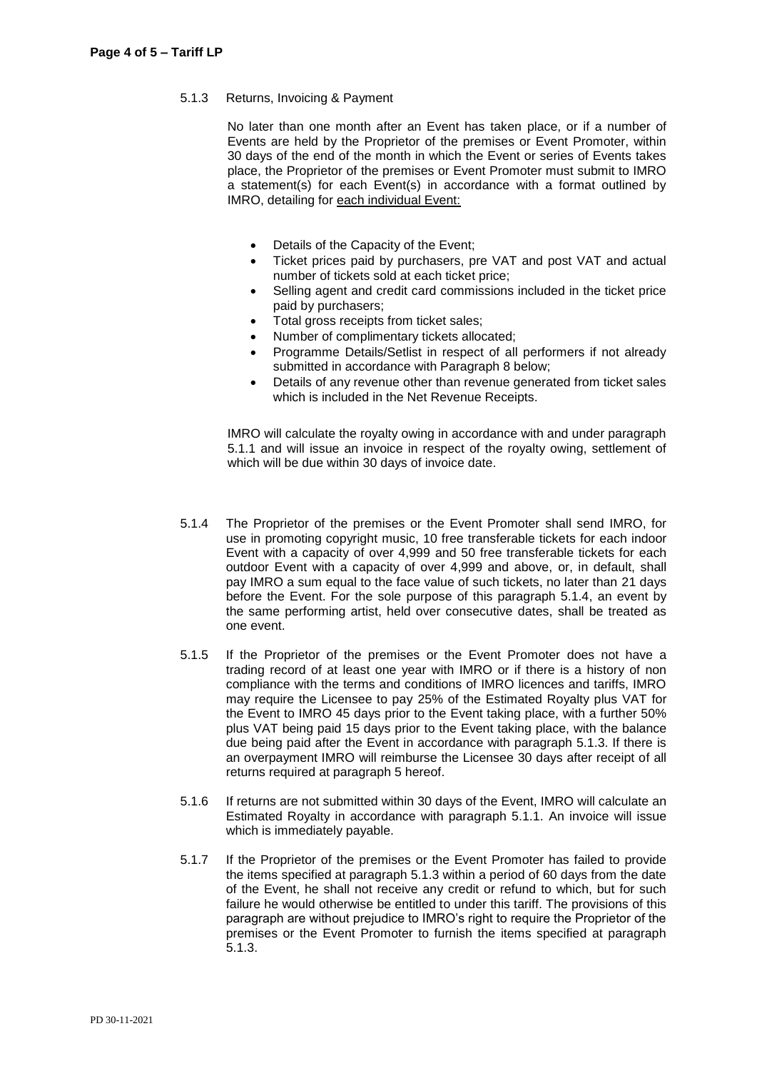5.1.3 Returns, Invoicing & Payment

No later than one month after an Event has taken place, or if a number of Events are held by the Proprietor of the premises or Event Promoter, within 30 days of the end of the month in which the Event or series of Events takes place, the Proprietor of the premises or Event Promoter must submit to IMRO a statement(s) for each Event(s) in accordance with a format outlined by IMRO, detailing for each individual Event:

- Details of the Capacity of the Event;
- Ticket prices paid by purchasers, pre VAT and post VAT and actual number of tickets sold at each ticket price;
- Selling agent and credit card commissions included in the ticket price paid by purchasers;
- Total gross receipts from ticket sales;
- Number of complimentary tickets allocated;
- Programme Details/Setlist in respect of all performers if not already submitted in accordance with Paragraph 8 below;
- Details of any revenue other than revenue generated from ticket sales which is included in the Net Revenue Receipts.

IMRO will calculate the royalty owing in accordance with and under paragraph 5.1.1 and will issue an invoice in respect of the royalty owing, settlement of which will be due within 30 days of invoice date.

5.1.4 The Proprietor of the premises or the Event Promoter shall send IMRO, for use in promoting copyright music, 10 free transferable tickets for each indoor Event with a capacity of over 4,999 and 50 free transferable tickets for each outdoor Event with a capacity of over 4,999 and above, or, in default, shall pay IMRO a sum equal to the face value of such tickets, no later than 21 days before the Event. For the sole purpose of this paragraph 5.1.4, an event by the same performing artist, held over consecutive dates, shall be treated as one event.

5.1.5 If the Proprietor of the premises or the Event Promoter does not have a trading record of at least one year with IMRO or if there is a history of non compliance with the terms and conditions of IMRO licences and tariffs, IMRO may require the Licensee to pay 25% of the Estimated Royalty plus VAT for the Event to IMRO 45 days prior to the Event taking place, with a further 50% plus VAT being paid 15 days prior to the Event taking place, with the balance due being paid after the Event in accordance with paragraph 5.1.3. If there is an overpayment IMRO will reimburse the Licensee 30 days after receipt of all returns required at paragraph 5 hereof.

5.1.6 If returns are not submitted within 30 days of the Event, IMRO will calculate an Estimated Royalty in accordance with paragraph 5.1.1. An invoice will issue which is immediately payable.

5.1.7 If the Proprietor of the premises or the Event Promoter has failed to provide the items specified at paragraph 5.1.3 within a period of 60 days from the date of the Event, he shall not receive any credit or refund to which, but for such failure he would otherwise be entitled to under this tariff. The provisions of this paragraph are without prejudice to IMRO's right to require the Proprietor of the premises or the Event Promoter to furnish the items specified at paragraph 5.1.3.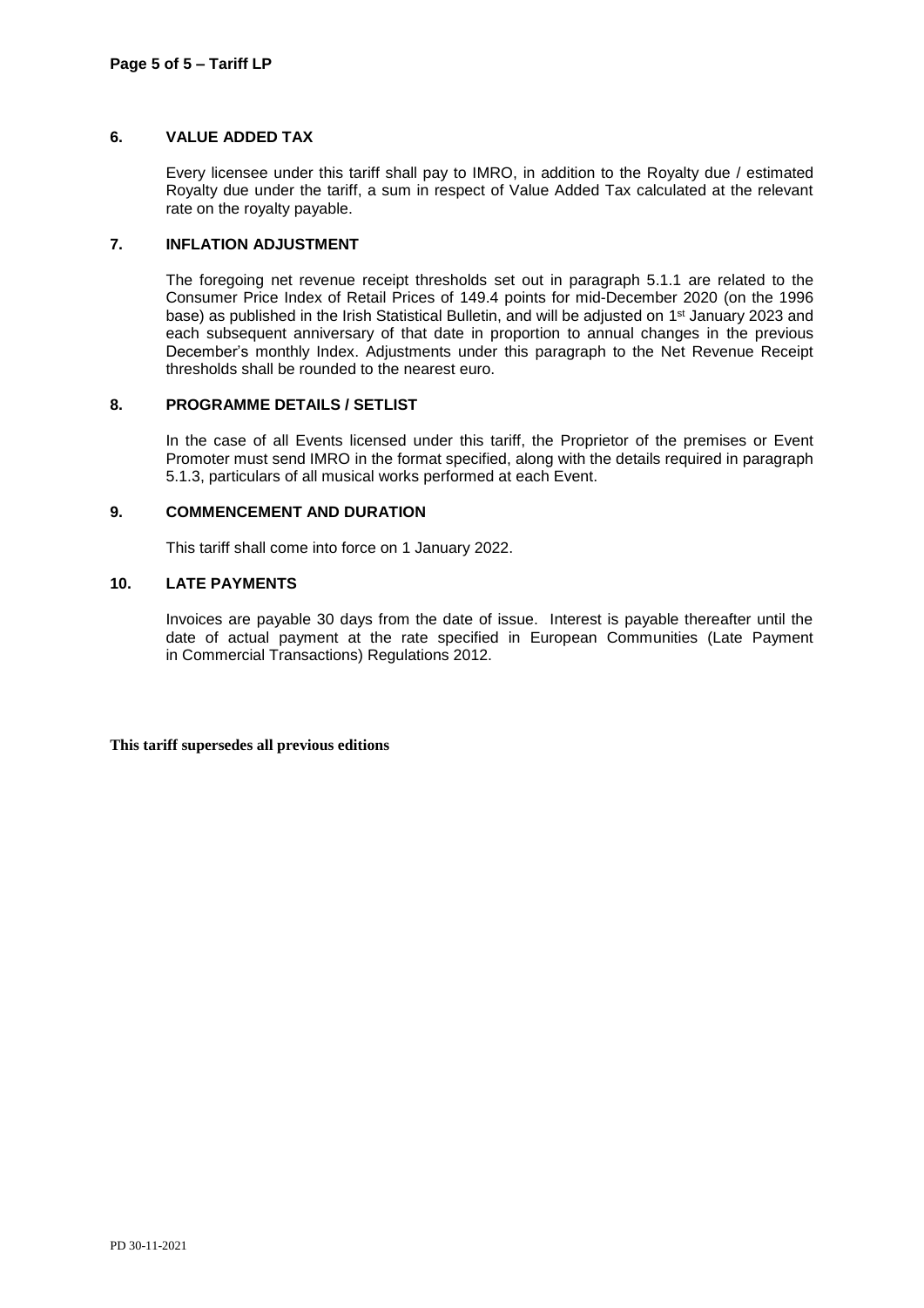## 6. VALUE ADDED TAX

Every licensee under this tariff shall pay to IMRO, in addition to the Royalty due / estimated Royalty due under the tariff, a sum in respect of Value Added Tax calculated at the relevant rate on the royalty payable.

## 7. INFLATION ADJUSTMENT

The foregoing net revenue receipt thresholds set out in paragraph 5.1.1 are related to the Consumer Price Index of Retail Prices of 149.4 points for mid-December 2020 (on the 1996 base) as published in the Irish Statistical Bulletin, and will be adjusted on 1st January 2023 and each subsequent anniversary of that date in proportion to annual changes in the previous December's monthly Index. Adjustments under this paragraph to the Net Revenue Receipt thresholds shall be rounded to the nearest euro.

## 8. PROGRAMME DETAILS / SETLIST

In the case of all Events licensed under this tariff, the Proprietor of the premises or Event Promoter must send IMRO in the format specified, along with the details required in paragraph 5.1.3, particulars of all musical works performed at each Event.

## 9. COMMENCEMENT AND DURATION

This tariff shall come into force on 1 January 2022.

## 10. LATE PAYMENTS

Invoices are payable 30 days from the date of issue. Interest is payable thereafter until the date of actual payment at the rate specified in European Communities (Late Payment in Commercial Transactions) Regulations 2012.

**This tariff supersedes all previous editions**

PD 30-11-2021